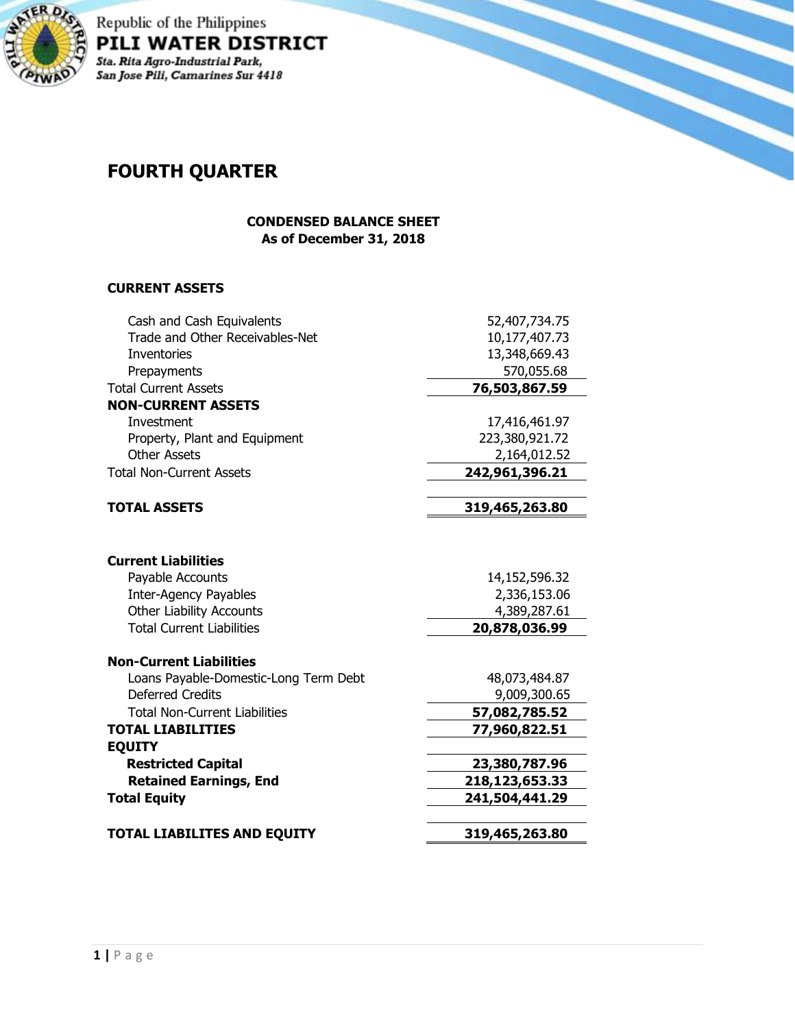Republic of the Philippines

**PILI WATER DISTRICT**

*Sta. Rita Agro-Industrial Park, San Jose Pili, Camarines Sur 4418*

# FOURTH QUARTER

## CONDENSED BALANCE SHEET
**As of December 31, 2018**

| | |
|---|---:|
| **CURRENT ASSETS** | |
| Cash and Cash Equivalents | 52,407,734.75 |
| Trade and Other Receivables-Net | 10,177,407.73 |
| Inventories | 13,348,669.43 |
| Prepayments | 570,055.68 |
| Total Current Assets | **76,503,867.59** |
| **NON-CURRENT ASSETS** | |
| Investment | 17,416,461.97 |
| Property, Plant and Equipment | 223,380,921.72 |
| Other Assets | 2,164,012.52 |
| Total Non-Current Assets | **242,961,396.21** |
| **TOTAL ASSETS** | **319,465,263.80** |
| **Current Liabilities** | |
| Payable Accounts | 14,152,596.32 |
| Inter-Agency Payables | 2,336,153.06 |
| Other Liability Accounts | 4,389,287.61 |
| Total Current Liabilities | **20,878,036.99** |
| **Non-Current Liabilities** | |
| Loans Payable-Domestic-Long Term Debt | 48,073,484.87 |
| Deferred Credits | 9,009,300.65 |
| Total Non-Current Liabilities | **57,082,785.52** |
| **TOTAL LIABILITIES** | **77,960,822.51** |
| **EQUITY** | |
| **Restricted Capital** | **23,380,787.96** |
| **Retained Earnings, End** | **218,123,653.33** |
| **Total Equity** | **241,504,441.29** |
| **TOTAL LIABILITES AND EQUITY** | **319,465,263.80** |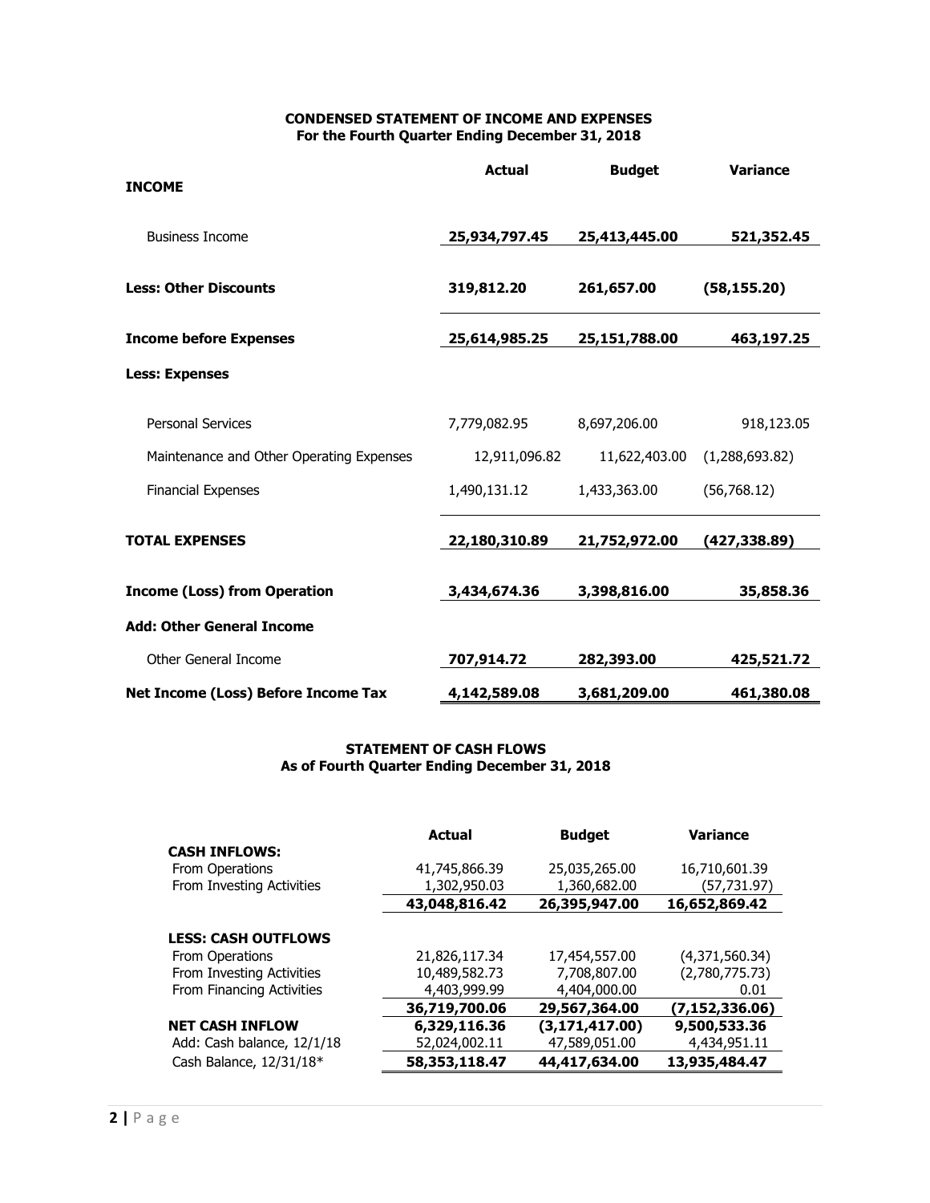**CONDENSED STATEMENT OF INCOME AND EXPENSES**
**For the Fourth Quarter Ending December 31, 2018**

| INCOME | Actual | Budget | Variance |
|---|---|---|---|
| Business Income | **25,934,797.45** | **25,413,445.00** | **521,352.45** |
| **Less: Other Discounts** | **319,812.20** | **261,657.00** | **(58,155.20)** |
| **Income before Expenses** | **25,614,985.25** | **25,151,788.00** | **463,197.25** |
| **Less: Expenses** | | | |
| Personal Services | 7,779,082.95 | 8,697,206.00 | 918,123.05 |
| Maintenance and Other Operating Expenses | 12,911,096.82 | 11,622,403.00 | (1,288,693.82) |
| Financial Expenses | 1,490,131.12 | 1,433,363.00 | (56,768.12) |
| **TOTAL EXPENSES** | **22,180,310.89** | **21,752,972.00** | **(427,338.89)** |
| **Income (Loss) from Operation** | **3,434,674.36** | **3,398,816.00** | **35,858.36** |
| **Add: Other General Income** | | | |
| Other General Income | **707,914.72** | **282,393.00** | **425,521.72** |
| **Net Income (Loss) Before Income Tax** | **4,142,589.08** | **3,681,209.00** | **461,380.08** |

**STATEMENT OF CASH FLOWS**
**As of Fourth Quarter Ending December 31, 2018**

| | Actual | Budget | Variance |
|---|---|---|---|
| **CASH INFLOWS:** | | | |
| From Operations | 41,745,866.39 | 25,035,265.00 | 16,710,601.39 |
| From Investing Activities | 1,302,950.03 | 1,360,682.00 | (57,731.97) |
| | **43,048,816.42** | **26,395,947.00** | **16,652,869.42** |
| **LESS: CASH OUTFLOWS** | | | |
| From Operations | 21,826,117.34 | 17,454,557.00 | (4,371,560.34) |
| From Investing Activities | 10,489,582.73 | 7,708,807.00 | (2,780,775.73) |
| From Financing Activities | 4,403,999.99 | 4,404,000.00 | 0.01 |
| | **36,719,700.06** | **29,567,364.00** | **(7,152,336.06)** |
| **NET CASH INFLOW** | **6,329,116.36** | **(3,171,417.00)** | **9,500,533.36** |
| Add: Cash balance, 12/1/18 | 52,024,002.11 | 47,589,051.00 | 4,434,951.11 |
| Cash Balance, 12/31/18* | **58,353,118.47** | **44,417,634.00** | **13,935,484.47** |